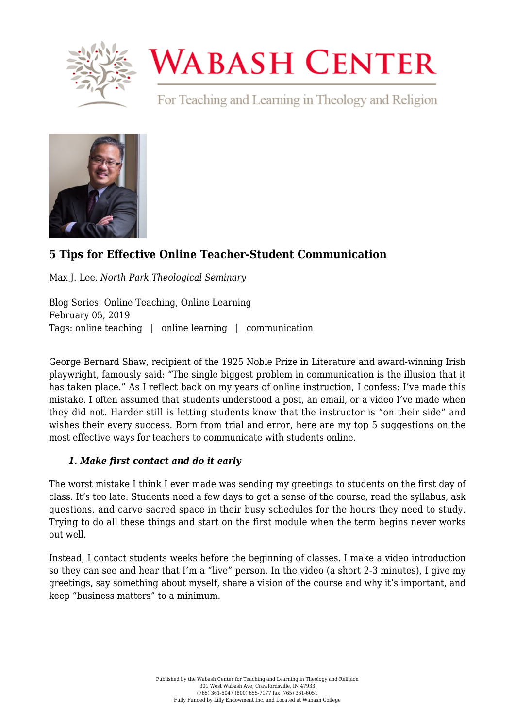# Wabash Center

For Teaching and Learning in Theology and Religion

## 5 Tips for Effective Online Teacher-Student Communication

Max J. Lee, *North Park Theological Seminary*

Blog Series: Online Teaching, Online Learning
February 05, 2019
Tags: online teaching | online learning | communication

George Bernard Shaw, recipient of the 1925 Noble Prize in Literature and award-winning Irish playwright, famously said: "The single biggest problem in communication is the illusion that it has taken place." As I reflect back on my years of online instruction, I confess: I've made this mistake. I often assumed that students understood a post, an email, or a video I've made when they did not. Harder still is letting students know that the instructor is "on their side" and wishes their every success. Born from trial and error, here are my top 5 suggestions on the most effective ways for teachers to communicate with students online.

### ***1. Make first contact and do it early***

The worst mistake I think I ever made was sending my greetings to students on the first day of class. It's too late. Students need a few days to get a sense of the course, read the syllabus, ask questions, and carve sacred space in their busy schedules for the hours they need to study. Trying to do all these things and start on the first module when the term begins never works out well.

Instead, I contact students weeks before the beginning of classes. I make a video introduction so they can see and hear that I'm a "live" person. In the video (a short 2-3 minutes), I give my greetings, say something about myself, share a vision of the course and why it's important, and keep "business matters" to a minimum.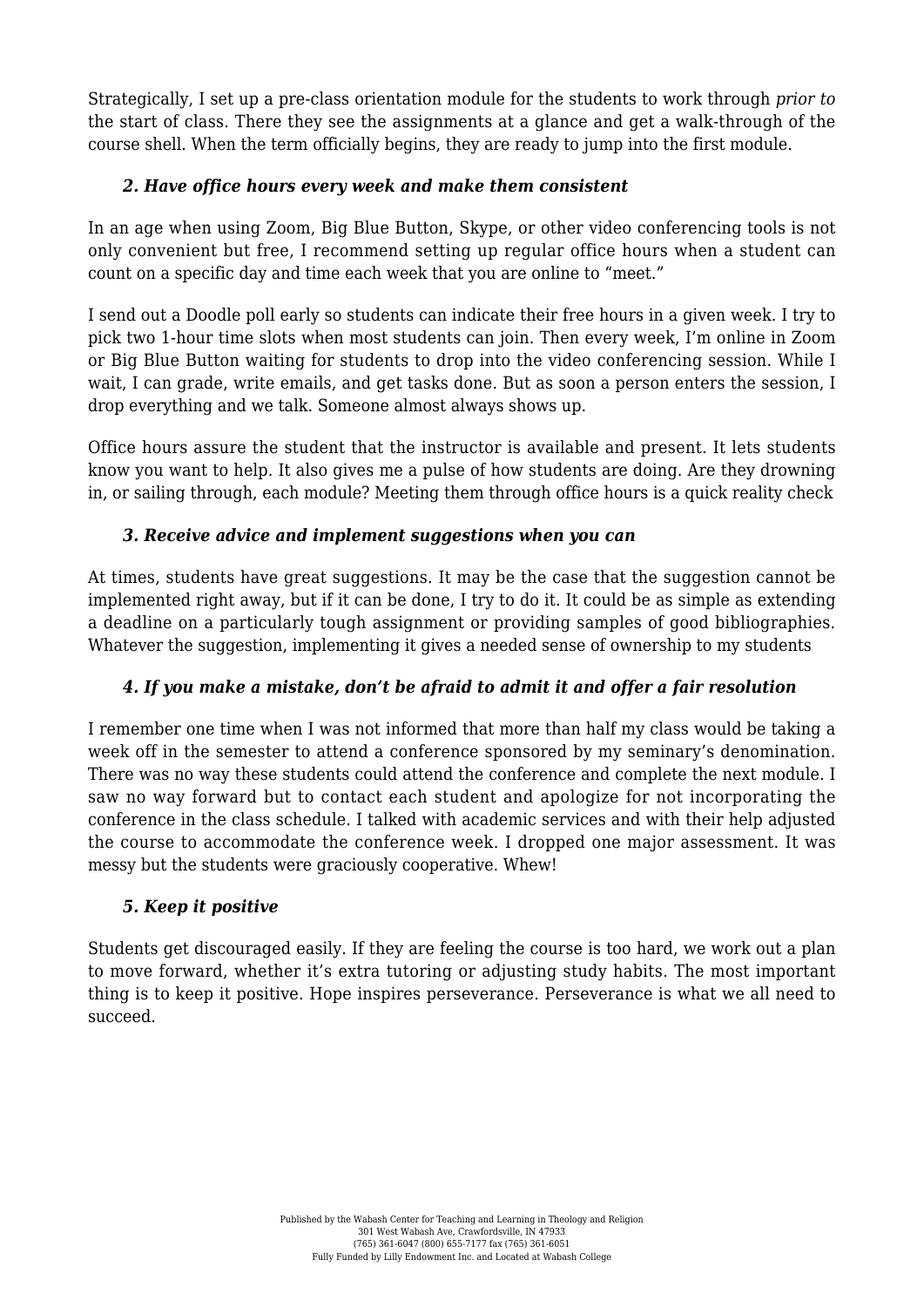Strategically, I set up a pre-class orientation module for the students to work through *prior to* the start of class. There they see the assignments at a glance and get a walk-through of the course shell. When the term officially begins, they are ready to jump into the first module.

### *2. Have office hours every week and make them consistent*

In an age when using Zoom, Big Blue Button, Skype, or other video conferencing tools is not only convenient but free, I recommend setting up regular office hours when a student can count on a specific day and time each week that you are online to "meet."

I send out a Doodle poll early so students can indicate their free hours in a given week. I try to pick two 1-hour time slots when most students can join. Then every week, I'm online in Zoom or Big Blue Button waiting for students to drop into the video conferencing session. While I wait, I can grade, write emails, and get tasks done. But as soon a person enters the session, I drop everything and we talk. Someone almost always shows up.

Office hours assure the student that the instructor is available and present. It lets students know you want to help. It also gives me a pulse of how students are doing. Are they drowning in, or sailing through, each module? Meeting them through office hours is a quick reality check

### *3. Receive advice and implement suggestions when you can*

At times, students have great suggestions. It may be the case that the suggestion cannot be implemented right away, but if it can be done, I try to do it. It could be as simple as extending a deadline on a particularly tough assignment or providing samples of good bibliographies. Whatever the suggestion, implementing it gives a needed sense of ownership to my students

### *4. If you make a mistake, don't be afraid to admit it and offer a fair resolution*

I remember one time when I was not informed that more than half my class would be taking a week off in the semester to attend a conference sponsored by my seminary's denomination. There was no way these students could attend the conference and complete the next module. I saw no way forward but to contact each student and apologize for not incorporating the conference in the class schedule. I talked with academic services and with their help adjusted the course to accommodate the conference week. I dropped one major assessment. It was messy but the students were graciously cooperative. Whew!

### *5. Keep it positive*

Students get discouraged easily. If they are feeling the course is too hard, we work out a plan to move forward, whether it's extra tutoring or adjusting study habits. The most important thing is to keep it positive. Hope inspires perseverance. Perseverance is what we all need to succeed.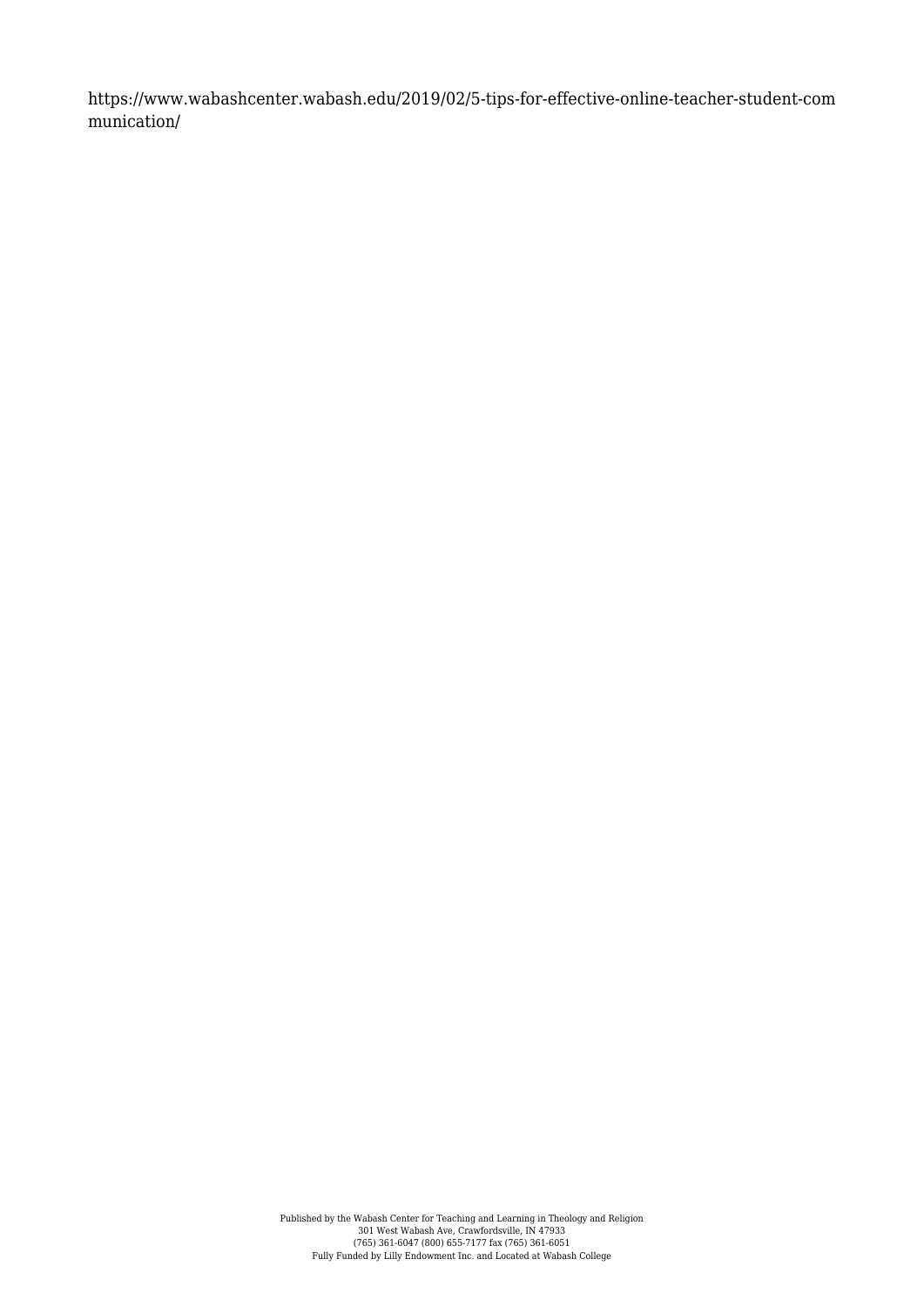https://www.wabashcenter.wabash.edu/2019/02/5-tips-for-effective-online-teacher-student-communication/